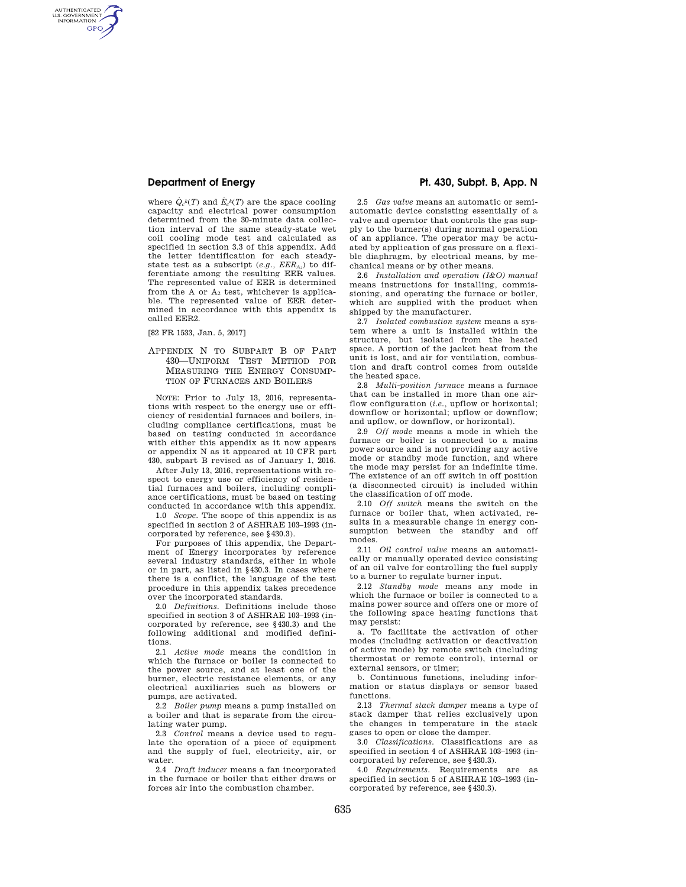where $\dot{Q}_c^k(T)$ and $\dot{E}_c^k(T)$ are the space cooling capacity and electrical power consumption determined from the 30-minute data collection interval of the same steady-state wet coil cooling mode test and calculated as specified in section 3.3 of this appendix. Add the letter identification for each steady-state test as a subscript (*e.g.*, $EER_{A_2}$) to differentiate among the resulting EER values. The represented value of EER is determined from the A or $A_2$ test, whichever is applicable. The represented value of EER determined in accordance with this appendix is called EER2.

[82 FR 1533, Jan. 5, 2017]

## APPENDIX N TO SUBPART B OF PART 430—UNIFORM TEST METHOD FOR MEASURING THE ENERGY CONSUMPTION OF FURNACES AND BOILERS

NOTE: Prior to July 13, 2016, representations with respect to the energy use or efficiency of residential furnaces and boilers, including compliance certifications, must be based on testing conducted in accordance with either this appendix as it now appears or appendix N as it appeared at 10 CFR part 430, subpart B revised as of January 1, 2016.

After July 13, 2016, representations with respect to energy use or efficiency of residential furnaces and boilers, including compliance certifications, must be based on testing conducted in accordance with this appendix.

1.0 *Scope.* The scope of this appendix is as specified in section 2 of ASHRAE 103–1993 (incorporated by reference, see §430.3).

For purposes of this appendix, the Department of Energy incorporates by reference several industry standards, either in whole or in part, as listed in §430.3. In cases where there is a conflict, the language of the test procedure in this appendix takes precedence over the incorporated standards.

2.0 *Definitions.* Definitions include those specified in section 3 of ASHRAE 103–1993 (incorporated by reference, see §430.3) and the following additional and modified definitions.

2.1 *Active mode* means the condition in which the furnace or boiler is connected to the power source, and at least one of the burner, electric resistance elements, or any electrical auxiliaries such as blowers or pumps, are activated.

2.2 *Boiler pump* means a pump installed on a boiler and that is separate from the circulating water pump.

2.3 *Control* means a device used to regulate the operation of a piece of equipment and the supply of fuel, electricity, air, or water.

2.4 *Draft inducer* means a fan incorporated in the furnace or boiler that either draws or forces air into the combustion chamber.

2.5 *Gas valve* means an automatic or semi-automatic device consisting essentially of a valve and operator that controls the gas supply to the burner(s) during normal operation of an appliance. The operator may be actuated by application of gas pressure on a flexible diaphragm, by electrical means, by mechanical means or by other means.

2.6 *Installation and operation (I&O) manual* means instructions for installing, commissioning, and operating the furnace or boiler, which are supplied with the product when shipped by the manufacturer.

2.7 *Isolated combustion system* means a system where a unit is installed within the structure, but isolated from the heated space. A portion of the jacket heat from the unit is lost, and air for ventilation, combustion and draft control comes from outside the heated space.

2.8 *Multi-position furnace* means a furnace that can be installed in more than one airflow configuration (*i.e.*, upflow or horizontal; downflow or horizontal; upflow or downflow; and upflow, or downflow, or horizontal).

2.9 *Off mode* means a mode in which the furnace or boiler is connected to a mains power source and is not providing any active mode or standby mode function, and where the mode may persist for an indefinite time. The existence of an off switch in off position (a disconnected circuit) is included within the classification of off mode.

2.10 *Off switch* means the switch on the furnace or boiler that, when activated, results in a measurable change in energy consumption between the standby and off modes.

2.11 *Oil control valve* means an automatically or manually operated device consisting of an oil valve for controlling the fuel supply to a burner to regulate burner input.

2.12 *Standby mode* means any mode in which the furnace or boiler is connected to a mains power source and offers one or more of the following space heating functions that may persist:

a. To facilitate the activation of other modes (including activation or deactivation of active mode) by remote switch (including thermostat or remote control), internal or external sensors, or timer;

b. Continuous functions, including information or status displays or sensor based functions.

2.13 *Thermal stack damper* means a type of stack damper that relies exclusively upon the changes in temperature in the stack gases to open or close the damper.

3.0 *Classifications.* Classifications are as specified in section 4 of ASHRAE 103–1993 (incorporated by reference, see §430.3).

4.0 *Requirements.* Requirements are as specified in section 5 of ASHRAE 103–1993 (incorporated by reference, see §430.3).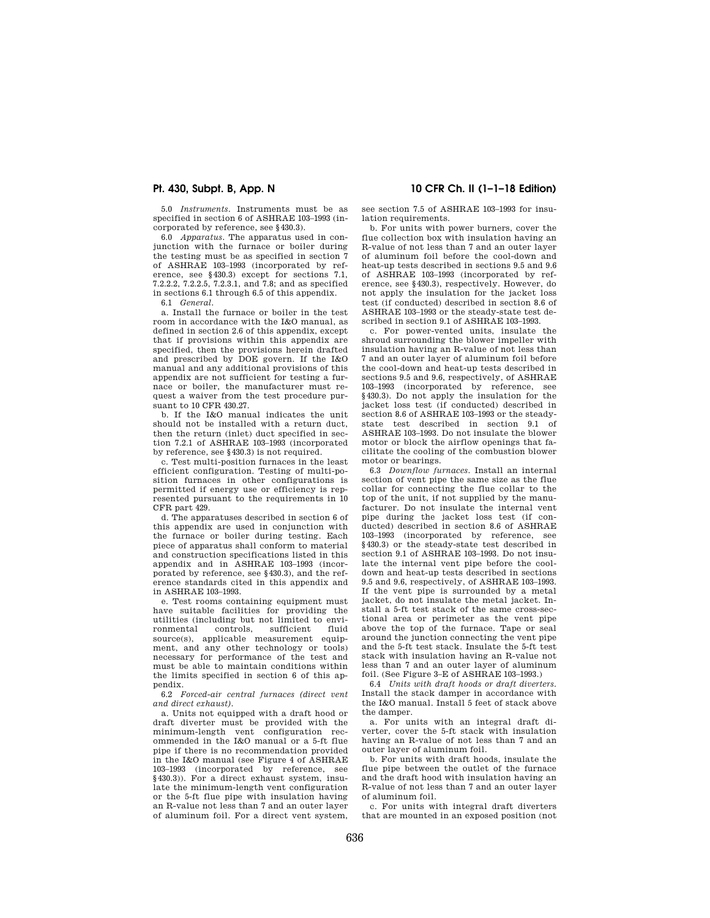5.0 *Instruments.* Instruments must be as specified in section 6 of ASHRAE 103–1993 (incorporated by reference, see §430.3).

6.0 *Apparatus.* The apparatus used in conjunction with the furnace or boiler during the testing must be as specified in section 7 of ASHRAE 103–1993 (incorporated by reference, see §430.3) except for sections 7.1, 7.2.2.2, 7.2.2.5, 7.2.3.1, and 7.8; and as specified in sections 6.1 through 6.5 of this appendix.

6.1 *General.*

a. Install the furnace or boiler in the test room in accordance with the I&O manual, as defined in section 2.6 of this appendix, except that if provisions within this appendix are specified, then the provisions herein drafted and prescribed by DOE govern. If the I&O manual and any additional provisions of this appendix are not sufficient for testing a furnace or boiler, the manufacturer must request a waiver from the test procedure pursuant to 10 CFR 430.27.

b. If the I&O manual indicates the unit should not be installed with a return duct, then the return (inlet) duct specified in section 7.2.1 of ASHRAE 103–1993 (incorporated by reference, see §430.3) is not required.

c. Test multi-position furnaces in the least efficient configuration. Testing of multi-position furnaces in other configurations is permitted if energy use or efficiency is represented pursuant to the requirements in 10 CFR part 429.

d. The apparatuses described in section 6 of this appendix are used in conjunction with the furnace or boiler during testing. Each piece of apparatus shall conform to material and construction specifications listed in this appendix and in ASHRAE 103–1993 (incorporated by reference, see §430.3), and the reference standards cited in this appendix and in ASHRAE 103–1993.

e. Test rooms containing equipment must have suitable facilities for providing the utilities (including but not limited to environmental controls, sufficient fluid source(s), applicable measurement equipment, and any other technology or tools) necessary for performance of the test and must be able to maintain conditions within the limits specified in section 6 of this appendix.

6.2 *Forced-air central furnaces (direct vent and direct exhaust).*

a. Units not equipped with a draft hood or draft diverter must be provided with the minimum-length vent configuration recommended in the I&O manual or a 5-ft flue pipe if there is no recommendation provided in the I&O manual (see Figure 4 of ASHRAE 103–1993 (incorporated by reference, see §430.3)). For a direct exhaust system, insulate the minimum-length vent configuration or the 5-ft flue pipe with insulation having an R-value not less than 7 and an outer layer of aluminum foil. For a direct vent system, see section 7.5 of ASHRAE 103–1993 for insulation requirements.

b. For units with power burners, cover the flue collection box with insulation having an R-value of not less than 7 and an outer layer of aluminum foil before the cool-down and heat-up tests described in sections 9.5 and 9.6 of ASHRAE 103–1993 (incorporated by reference, see §430.3), respectively. However, do not apply the insulation for the jacket loss test (if conducted) described in section 8.6 of ASHRAE 103–1993 or the steady-state test described in section 9.1 of ASHRAE 103–1993.

c. For power-vented units, insulate the shroud surrounding the blower impeller with insulation having an R-value of not less than 7 and an outer layer of aluminum foil before the cool-down and heat-up tests described in sections 9.5 and 9.6, respectively, of ASHRAE 103–1993 (incorporated by reference, see §430.3). Do not apply the insulation for the jacket loss test (if conducted) described in section 8.6 of ASHRAE 103–1993 or the steady-state test described in section 9.1 of ASHRAE 103–1993. Do not insulate the blower motor or block the airflow openings that facilitate the cooling of the combustion blower motor or bearings.

6.3 *Downflow furnaces.* Install an internal section of vent pipe the same size as the flue collar for connecting the flue collar to the top of the unit, if not supplied by the manufacturer. Do not insulate the internal vent pipe during the jacket loss test (if conducted) described in section 8.6 of ASHRAE 103–1993 (incorporated by reference, see §430.3) or the steady-state test described in section 9.1 of ASHRAE 103–1993. Do not insulate the internal vent pipe before the cool-down and heat-up tests described in sections 9.5 and 9.6, respectively, of ASHRAE 103–1993. If the vent pipe is surrounded by a metal jacket, do not insulate the metal jacket. Install a 5-ft test stack of the same cross-sectional area or perimeter as the vent pipe above the top of the furnace. Tape or seal around the junction connecting the vent pipe and the 5-ft test stack. Insulate the 5-ft test stack with insulation having an R-value not less than 7 and an outer layer of aluminum foil. (See Figure 3–E of ASHRAE 103–1993.)

6.4 *Units with draft hoods or draft diverters.* Install the stack damper in accordance with the I&O manual. Install 5 feet of stack above the damper.

a. For units with an integral draft diverter, cover the 5-ft stack with insulation having an R-value of not less than 7 and an outer layer of aluminum foil.

b. For units with draft hoods, insulate the flue pipe between the outlet of the furnace and the draft hood with insulation having an R-value of not less than 7 and an outer layer of aluminum foil.

c. For units with integral draft diverters that are mounted in an exposed position (not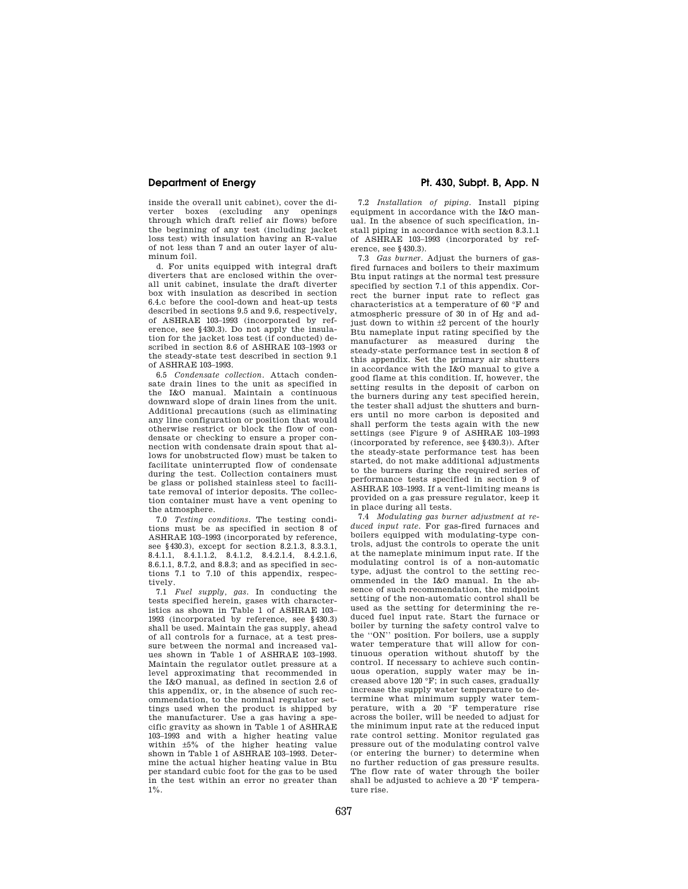inside the overall unit cabinet), cover the diverter boxes (excluding any openings through which draft relief air flows) before the beginning of any test (including jacket loss test) with insulation having an R-value of not less than 7 and an outer layer of aluminum foil.

d. For units equipped with integral draft diverters that are enclosed within the overall unit cabinet, insulate the draft diverter box with insulation as described in section 6.4.c before the cool-down and heat-up tests described in sections 9.5 and 9.6, respectively, of ASHRAE 103–1993 (incorporated by reference, see §430.3). Do not apply the insulation for the jacket loss test (if conducted) described in section 8.6 of ASHRAE 103–1993 or the steady-state test described in section 9.1 of ASHRAE 103–1993.

6.5 *Condensate collection*. Attach condensate drain lines to the unit as specified in the I&O manual. Maintain a continuous downward slope of drain lines from the unit. Additional precautions (such as eliminating any line configuration or position that would otherwise restrict or block the flow of condensate or checking to ensure a proper connection with condensate drain spout that allows for unobstructed flow) must be taken to facilitate uninterrupted flow of condensate during the test. Collection containers must be glass or polished stainless steel to facilitate removal of interior deposits. The collection container must have a vent opening to the atmosphere.

7.0 *Testing conditions*. The testing conditions must be as specified in section 8 of ASHRAE 103–1993 (incorporated by reference, see §430.3), except for section 8.2.1.3, 8.3.3.1, 8.4.1.1, 8.4.1.1.2, 8.4.1.2, 8.4.2.1.4, 8.4.2.1.6, 8.6.1.1, 8.7.2, and 8.8.3; and as specified in sections 7.1 to 7.10 of this appendix, respectively.

7.1 *Fuel supply, gas*. In conducting the tests specified herein, gases with characteristics as shown in Table 1 of ASHRAE 103–1993 (incorporated by reference, see §430.3) shall be used. Maintain the gas supply, ahead of all controls for a furnace, at a test pressure between the normal and increased values shown in Table 1 of ASHRAE 103–1993. Maintain the regulator outlet pressure at a level approximating that recommended in the I&O manual, as defined in section 2.6 of this appendix, or, in the absence of such recommendation, to the nominal regulator settings used when the product is shipped by the manufacturer. Use a gas having a specific gravity as shown in Table 1 of ASHRAE 103–1993 and with a higher heating value within ±5% of the higher heating value shown in Table 1 of ASHRAE 103–1993. Determine the actual higher heating value in Btu per standard cubic foot for the gas to be used in the test within an error no greater than 1%.

7.2 *Installation of piping*. Install piping equipment in accordance with the I&O manual. In the absence of such specification, install piping in accordance with section 8.3.1.1 of ASHRAE 103–1993 (incorporated by reference, see §430.3).

7.3 *Gas burner*. Adjust the burners of gas-fired furnaces and boilers to their maximum Btu input ratings at the normal test pressure specified by section 7.1 of this appendix. Correct the burner input rate to reflect gas characteristics at a temperature of 60 °F and atmospheric pressure of 30 in of Hg and adjust down to within ±2 percent of the hourly Btu nameplate input rating specified by the manufacturer as measured during the steady-state performance test in section 8 of this appendix. Set the primary air shutters in accordance with the I&O manual to give a good flame at this condition. If, however, the setting results in the deposit of carbon on the burners during any test specified herein, the tester shall adjust the shutters and burners until no more carbon is deposited and shall perform the tests again with the new settings (see Figure 9 of ASHRAE 103–1993 (incorporated by reference, see §430.3)). After the steady-state performance test has been started, do not make additional adjustments to the burners during the required series of performance tests specified in section 9 of ASHRAE 103–1993. If a vent-limiting means is provided on a gas pressure regulator, keep it in place during all tests.

7.4 *Modulating gas burner adjustment at reduced input rate*. For gas-fired furnaces and boilers equipped with modulating-type controls, adjust the controls to operate the unit at the nameplate minimum input rate. If the modulating control is of a non-automatic type, adjust the control to the setting recommended in the I&O manual. In the absence of such recommendation, the midpoint setting of the non-automatic control shall be used as the setting for determining the reduced fuel input rate. Start the furnace or boiler by turning the safety control valve to the ''ON'' position. For boilers, use a supply water temperature that will allow for continuous operation without shutoff by the control. If necessary to achieve such continuous operation, supply water may be increased above 120 °F; in such cases, gradually increase the supply water temperature to determine what minimum supply water temperature, with a 20 °F temperature rise across the boiler, will be needed to adjust for the minimum input rate at the reduced input rate control setting. Monitor regulated gas pressure out of the modulating control valve (or entering the burner) to determine when no further reduction of gas pressure results. The flow rate of water through the boiler shall be adjusted to achieve a 20 °F temperature rise.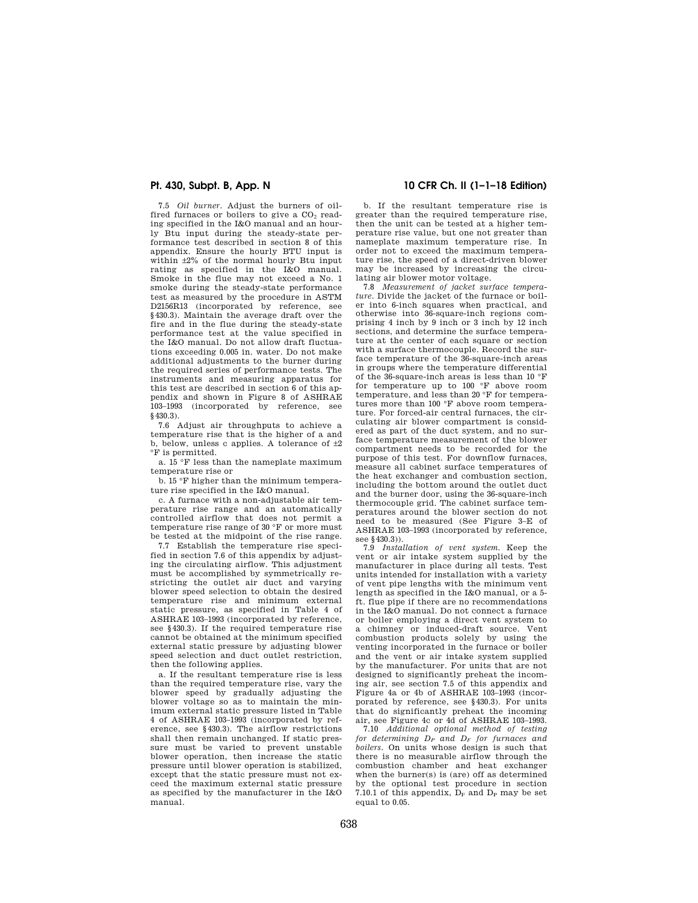7.5 *Oil burner*. Adjust the burners of oil-fired furnaces or boilers to give a $CO_2$ reading specified in the I&O manual and an hourly Btu input during the steady-state performance test described in section 8 of this appendix. Ensure the hourly BTU input is within ±2% of the normal hourly Btu input rating as specified in the I&O manual. Smoke in the flue may not exceed a No. 1 smoke during the steady-state performance test as measured by the procedure in ASTM D2156R13 (incorporated by reference, see §430.3). Maintain the average draft over the fire and in the flue during the steady-state performance test at the value specified in the I&O manual. Do not allow draft fluctuations exceeding 0.005 in. water. Do not make additional adjustments to the burner during the required series of performance tests. The instruments and measuring apparatus for this test are described in section 6 of this appendix and shown in Figure 8 of ASHRAE 103–1993 (incorporated by reference, see §430.3).

7.6 Adjust air throughputs to achieve a temperature rise that is the higher of a and b, below, unless c applies. A tolerance of ±2 °F is permitted.

a. 15 °F less than the nameplate maximum temperature rise or

b. 15 °F higher than the minimum temperature rise specified in the I&O manual.

c. A furnace with a non-adjustable air temperature rise range and an automatically controlled airflow that does not permit a temperature rise range of 30 °F or more must be tested at the midpoint of the rise range.

7.7 Establish the temperature rise specified in section 7.6 of this appendix by adjusting the circulating airflow. This adjustment must be accomplished by symmetrically restricting the outlet air duct and varying blower speed selection to obtain the desired temperature rise and minimum external static pressure, as specified in Table 4 of ASHRAE 103–1993 (incorporated by reference, see §430.3). If the required temperature rise cannot be obtained at the minimum specified external static pressure by adjusting blower speed selection and duct outlet restriction, then the following applies.

a. If the resultant temperature rise is less than the required temperature rise, vary the blower speed by gradually adjusting the blower voltage so as to maintain the minimum external static pressure listed in Table 4 of ASHRAE 103–1993 (incorporated by reference, see §430.3). The airflow restrictions shall then remain unchanged. If static pressure must be varied to prevent unstable blower operation, then increase the static pressure until blower operation is stabilized, except that the static pressure must not exceed the maximum external static pressure as specified by the manufacturer in the I&O manual.

b. If the resultant temperature rise is greater than the required temperature rise, then the unit can be tested at a higher temperature rise value, but one not greater than nameplate maximum temperature rise. In order not to exceed the maximum temperature rise, the speed of a direct-driven blower may be increased by increasing the circulating air blower motor voltage.

7.8 *Measurement of jacket surface temperature*. Divide the jacket of the furnace or boiler into 6-inch squares when practical, and otherwise into 36-square-inch regions comprising 4 inch by 9 inch or 3 inch by 12 inch sections, and determine the surface temperature at the center of each square or section with a surface thermocouple. Record the surface temperature of the 36-square-inch areas in groups where the temperature differential of the 36-square-inch areas is less than 10 °F for temperature up to 100 °F above room temperature, and less than 20 °F for temperatures more than 100 °F above room temperature. For forced-air central furnaces, the circulating air blower compartment is considered as part of the duct system, and no surface temperature measurement of the blower compartment needs to be recorded for the purpose of this test. For downflow furnaces, measure all cabinet surface temperatures of the heat exchanger and combustion section, including the bottom around the outlet duct and the burner door, using the 36-square-inch thermocouple grid. The cabinet surface temperatures around the blower section do not need to be measured (See Figure 3–E of ASHRAE 103–1993 (incorporated by reference, see §430.3)).

7.9 *Installation of vent system*. Keep the vent or air intake system supplied by the manufacturer in place during all tests. Test units intended for installation with a variety of vent pipe lengths with the minimum vent length as specified in the I&O manual, or a 5-ft. flue pipe if there are no recommendations in the I&O manual. Do not connect a furnace or boiler employing a direct vent system to a chimney or induced-draft source. Vent combustion products solely by using the venting incorporated in the furnace or boiler and the vent or air intake system supplied by the manufacturer. For units that are not designed to significantly preheat the incoming air, see section 7.5 of this appendix and Figure 4a or 4b of ASHRAE 103–1993 (incorporated by reference, see §430.3). For units that do significantly preheat the incoming air, see Figure 4c or 4d of ASHRAE 103–1993.

7.10 *Additional optional method of testing for determining $D_P$ and $D_F$ for furnaces and boilers*. On units whose design is such that there is no measurable airflow through the combustion chamber and heat exchanger when the burner(s) is (are) off as determined by the optional test procedure in section 7.10.1 of this appendix, $D_F$ and $D_P$ may be set equal to 0.05.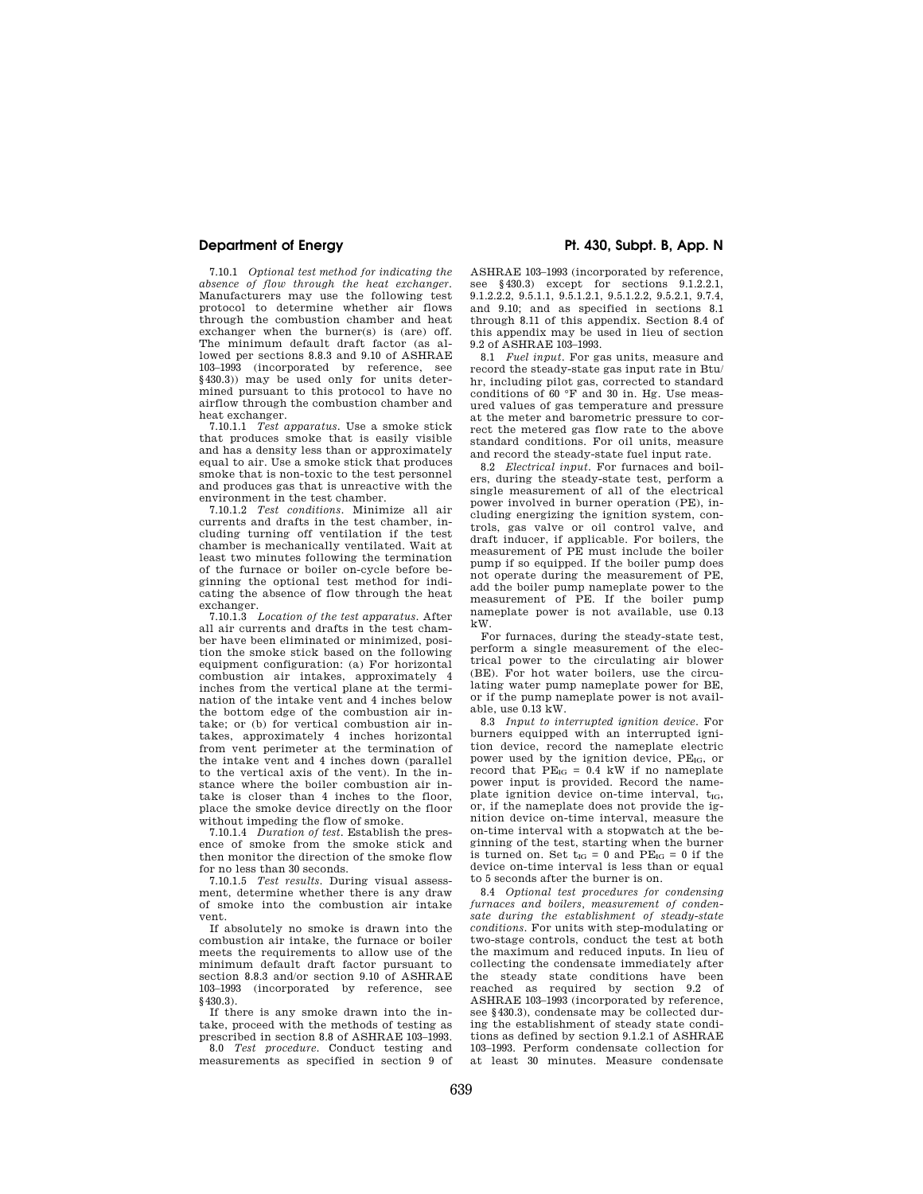7.10.1 *Optional test method for indicating the absence of flow through the heat exchanger.* Manufacturers may use the following test protocol to determine whether air flows through the combustion chamber and heat exchanger when the burner(s) is (are) off. The minimum default draft factor (as allowed per sections 8.8.3 and 9.10 of ASHRAE 103–1993 (incorporated by reference, see §430.3)) may be used only for units determined pursuant to this protocol to have no airflow through the combustion chamber and heat exchanger.

7.10.1.1 *Test apparatus.* Use a smoke stick that produces smoke that is easily visible and has a density less than or approximately equal to air. Use a smoke stick that produces smoke that is non-toxic to the test personnel and produces gas that is unreactive with the environment in the test chamber.

7.10.1.2 *Test conditions.* Minimize all air currents and drafts in the test chamber, including turning off ventilation if the test chamber is mechanically ventilated. Wait at least two minutes following the termination of the furnace or boiler on-cycle before beginning the optional test method for indicating the absence of flow through the heat exchanger.

7.10.1.3 *Location of the test apparatus.* After all air currents and drafts in the test chamber have been eliminated or minimized, position the smoke stick based on the following equipment configuration: (a) For horizontal combustion air intakes, approximately 4 inches from the vertical plane at the termination of the intake vent and 4 inches below the bottom edge of the combustion air intake; or (b) for vertical combustion air intakes, approximately 4 inches horizontal from vent perimeter at the termination of the intake vent and 4 inches down (parallel to the vertical axis of the vent). In the instance where the boiler combustion air intake is closer than 4 inches to the floor, place the smoke device directly on the floor without impeding the flow of smoke.

7.10.1.4 *Duration of test.* Establish the presence of smoke from the smoke stick and then monitor the direction of the smoke flow for no less than 30 seconds.

7.10.1.5 *Test results.* During visual assessment, determine whether there is any draw of smoke into the combustion air intake vent.

If absolutely no smoke is drawn into the combustion air intake, the furnace or boiler meets the requirements to allow use of the minimum default draft factor pursuant to section 8.8.3 and/or section 9.10 of ASHRAE 103–1993 (incorporated by reference, see §430.3).

If there is any smoke drawn into the intake, proceed with the methods of testing as prescribed in section 8.8 of ASHRAE 103–1993.

8.0 *Test procedure.* Conduct testing and measurements as specified in section 9 of ASHRAE 103–1993 (incorporated by reference, see §430.3) except for sections 9.1.2.2.1, 9.1.2.2.2, 9.5.1.1, 9.5.1.2.1, 9.5.1.2.2, 9.5.2.1, 9.7.4, and 9.10; and as specified in sections 8.1 through 8.11 of this appendix. Section 8.4 of this appendix may be used in lieu of section 9.2 of ASHRAE 103–1993.

8.1 *Fuel input.* For gas units, measure and record the steady-state gas input rate in Btu/hr, including pilot gas, corrected to standard conditions of 60 °F and 30 in. Hg. Use measured values of gas temperature and pressure at the meter and barometric pressure to correct the metered gas flow rate to the above standard conditions. For oil units, measure and record the steady-state fuel input rate.

8.2 *Electrical input.* For furnaces and boilers, during the steady-state test, perform a single measurement of all of the electrical power involved in burner operation (PE), including energizing the ignition system, controls, gas valve or oil control valve, and draft inducer, if applicable. For boilers, the measurement of PE must include the boiler pump if so equipped. If the boiler pump does not operate during the measurement of PE, add the boiler pump nameplate power to the measurement of PE. If the boiler pump nameplate power is not available, use 0.13 kW.

For furnaces, during the steady-state test, perform a single measurement of the electrical power to the circulating air blower (BE). For hot water boilers, use the circulating water pump nameplate power for BE, or if the pump nameplate power is not available, use 0.13 kW.

8.3 *Input to interrupted ignition device.* For burners equipped with an interrupted ignition device, record the nameplate electric power used by the ignition device, $PE_{IG}$, or record that $PE_{IG}$ = 0.4 kW if no nameplate power input is provided. Record the nameplate ignition device on-time interval, $t_{IG}$, or, if the nameplate does not provide the ignition device on-time interval, measure the on-time interval with a stopwatch at the beginning of the test, starting when the burner is turned on. Set $t_{IG}$ = 0 and $PE_{IG}$ = 0 if the device on-time interval is less than or equal to 5 seconds after the burner is on.

8.4 *Optional test procedures for condensing furnaces and boilers, measurement of condensate during the establishment of steady-state conditions.* For units with step-modulating or two-stage controls, conduct the test at both the maximum and reduced inputs. In lieu of collecting the condensate immediately after the steady state conditions have been reached as required by section 9.2 of ASHRAE 103–1993 (incorporated by reference, see §430.3), condensate may be collected during the establishment of steady state conditions as defined by section 9.1.2.1 of ASHRAE 103–1993. Perform condensate collection for at least 30 minutes. Measure condensate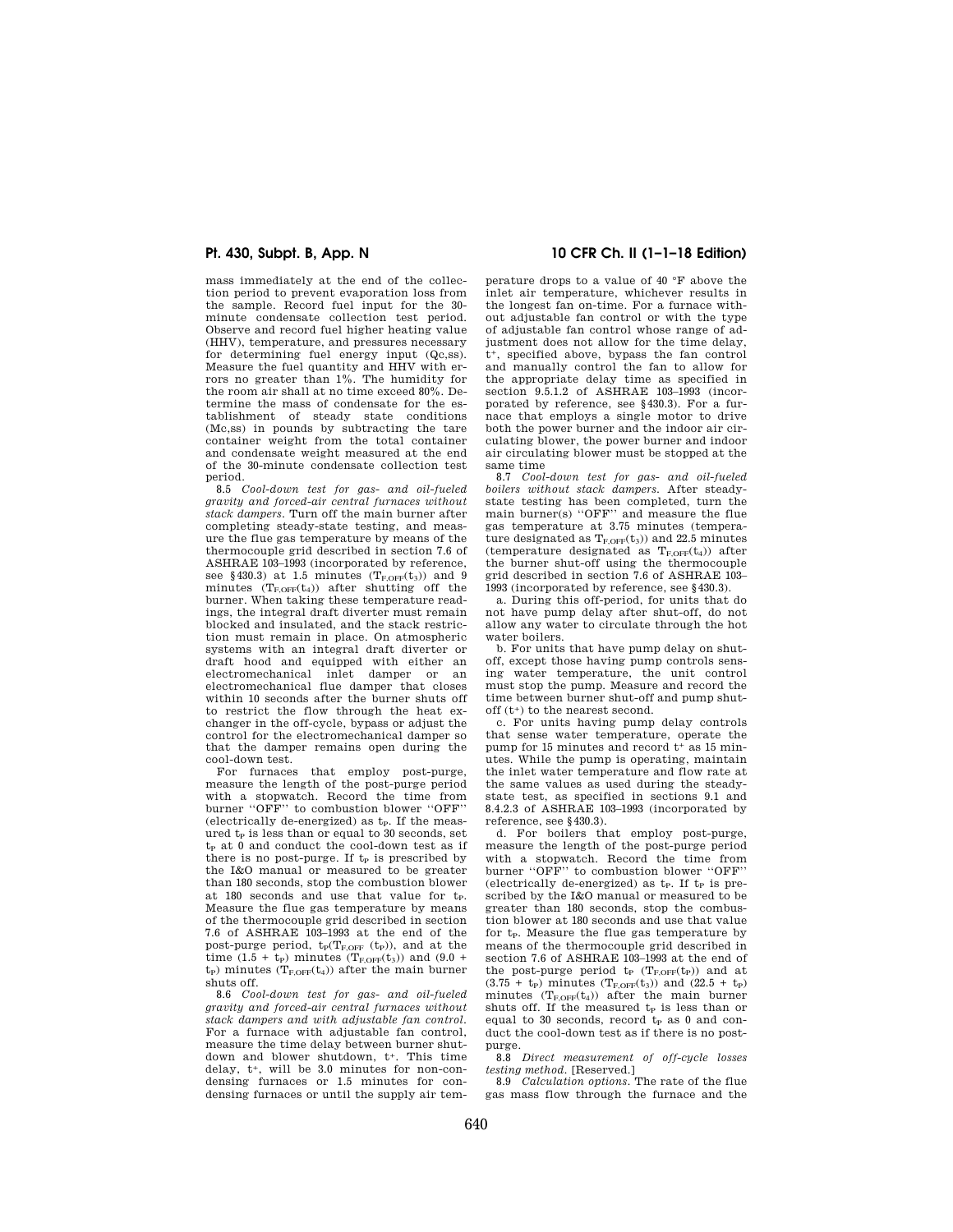mass immediately at the end of the collection period to prevent evaporation loss from the sample. Record fuel input for the 30-minute condensate collection test period. Observe and record fuel higher heating value (HHV), temperature, and pressures necessary for determining fuel energy input (Qc,ss). Measure the fuel quantity and HHV with errors no greater than 1%. The humidity for the room air shall at no time exceed 80%. Determine the mass of condensate for the establishment of steady state conditions (Mc,ss) in pounds by subtracting the tare container weight from the total container and condensate weight measured at the end of the 30-minute condensate collection test period.

8.5 *Cool-down test for gas- and oil-fueled gravity and forced-air central furnaces without stack dampers.* Turn off the main burner after completing steady-state testing, and measure the flue gas temperature by means of the thermocouple grid described in section 7.6 of ASHRAE 103–1993 (incorporated by reference, see §430.3) at 1.5 minutes ($T_{F,OFF}(t_3)$) and 9 minutes ($T_{F,OFF}(t_4)$) after shutting off the burner. When taking these temperature readings, the integral draft diverter must remain blocked and insulated, and the stack restriction must remain in place. On atmospheric systems with an integral draft diverter or draft hood and equipped with either an electromechanical inlet damper or an electromechanical flue damper that closes within 10 seconds after the burner shuts off to restrict the flow through the heat exchanger in the off-cycle, bypass or adjust the control for the electromechanical damper so that the damper remains open during the cool-down test.

For furnaces that employ post-purge, measure the length of the post-purge period with a stopwatch. Record the time from burner "OFF" to combustion blower "OFF" (electrically de-energized) as $t_P$. If the measured $t_P$ is less than or equal to 30 seconds, set $t_P$ at 0 and conduct the cool-down test as if there is no post-purge. If $t_P$ is prescribed by the I&O manual or measured to be greater than 180 seconds, stop the combustion blower at 180 seconds and use that value for $t_P$. Measure the flue gas temperature by means of the thermocouple grid described in section 7.6 of ASHRAE 103–1993 at the end of the post-purge period, $t_P(T_{F,OFF}(t_P))$, and at the time $(1.5 + t_P)$ minutes ($T_{F,OFF}(t_3)$) and $(9.0 + t_P)$ minutes ($T_{F,OFF}(t_4)$) after the main burner shuts off.

8.6 *Cool-down test for gas- and oil-fueled gravity and forced-air central furnaces without stack dampers and with adjustable fan control.* For a furnace with adjustable fan control, measure the time delay between burner shutdown and blower shutdown, $t^+$. This time delay, $t^+$, will be 3.0 minutes for non-condensing furnaces or 1.5 minutes for condensing furnaces or until the supply air temperature drops to a value of 40 °F above the inlet air temperature, whichever results in the longest fan on-time. For a furnace without adjustable fan control or with the type of adjustable fan control whose range of adjustment does not allow for the time delay, $t^+$, specified above, bypass the fan control and manually control the fan to allow for the appropriate delay time as specified in section 9.5.1.2 of ASHRAE 103–1993 (incorporated by reference, see §430.3). For a furnace that employs a single motor to drive both the power burner and the indoor air circulating blower, the power burner and indoor air circulating blower must be stopped at the same time

8.7 *Cool-down test for gas- and oil-fueled boilers without stack dampers.* After steady-state testing has been completed, turn the main burner(s) "OFF" and measure the flue gas temperature at 3.75 minutes (temperature designated as $T_{F,OFF}(t_3)$) and 22.5 minutes (temperature designated as $T_{F,OFF}(t_4)$) after the burner shut-off using the thermocouple grid described in section 7.6 of ASHRAE 103–1993 (incorporated by reference, see §430.3).

a. During this off-period, for units that do not have pump delay after shut-off, do not allow any water to circulate through the hot water boilers.

b. For units that have pump delay on shut-off, except those having pump controls sensing water temperature, the unit control must stop the pump. Measure and record the time between burner shut-off and pump shut-off ($t^+$) to the nearest second.

c. For units having pump delay controls that sense water temperature, operate the pump for 15 minutes and record $t^+$ as 15 minutes. While the pump is operating, maintain the inlet water temperature and flow rate at the same values as used during the steady-state test, as specified in sections 9.1 and 8.4.2.3 of ASHRAE 103–1993 (incorporated by reference, see §430.3).

d. For boilers that employ post-purge, measure the length of the post-purge period with a stopwatch. Record the time from burner "OFF" to combustion blower "OFF" (electrically de-energized) as $t_P$. If $t_P$ is prescribed by the I&O manual or measured to be greater than 180 seconds, stop the combustion blower at 180 seconds and use that value for $t_P$. Measure the flue gas temperature by means of the thermocouple grid described in section 7.6 of ASHRAE 103–1993 at the end of the post-purge period $t_P$ ($T_{F,OFF}(t_P)$) and at $(3.75 + t_P)$ minutes ($T_{F,OFF}(t_3)$) and $(22.5 + t_P)$ minutes ($T_{F,OFF}(t_4)$) after the main burner shuts off. If the measured $t_P$ is less than or equal to 30 seconds, record $t_P$ as 0 and conduct the cool-down test as if there is no post-purge.

8.8 *Direct measurement of off-cycle losses testing method.* [Reserved.]

8.9 *Calculation options.* The rate of the flue gas mass flow through the furnace and the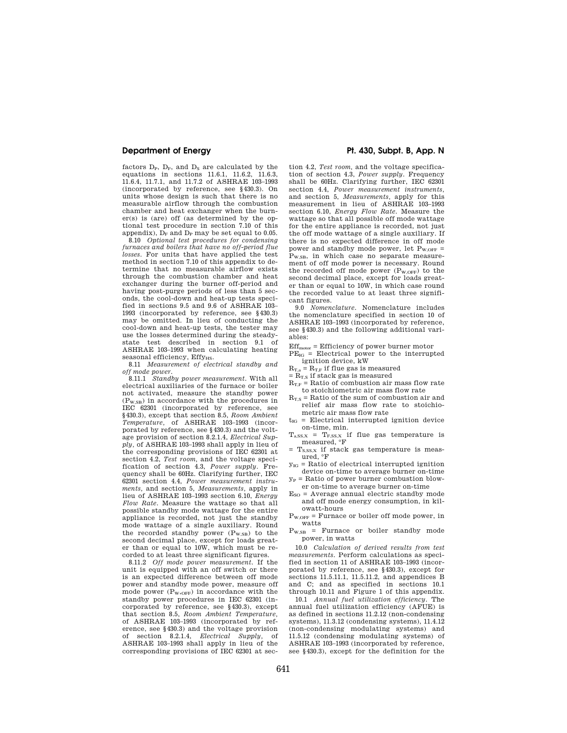factors $D_P$, $D_F$, and $D_S$ are calculated by the equations in sections 11.6.1, 11.6.2, 11.6.3, 11.6.4, 11.7.1, and 11.7.2 of ASHRAE 103–1993 (incorporated by reference, see §430.3). On units whose design is such that there is no measurable airflow through the combustion chamber and heat exchanger when the burner(s) is (are) off (as determined by the optional test procedure in section 7.10 of this appendix), $D_F$ and $D_P$ may be set equal to 0.05.

8.10 *Optional test procedures for condensing furnaces and boilers that have no off-period flue losses.* For units that have applied the test method in section 7.10 of this appendix to determine that no measurable airflow exists through the combustion chamber and heat exchanger during the burner off-period and having post-purge periods of less than 5 seconds, the cool-down and heat-up tests specified in sections 9.5 and 9.6 of ASHRAE 103–1993 (incorporated by reference, see §430.3) may be omitted. In lieu of conducting the cool-down and heat-up tests, the tester may use the losses determined during the steady-state test described in section 9.1 of ASHRAE 103–1993 when calculating heating seasonal efficiency, $Effy_{HS}$.

8.11 *Measurement of electrical standby and off mode power.*

8.11.1 *Standby power measurement.* With all electrical auxiliaries of the furnace or boiler not activated, measure the standby power ($P_{W,SB}$) in accordance with the procedures in IEC 62301 (incorporated by reference, see §430.3), except that section 8.5, *Room Ambient Temperature*, of ASHRAE 103–1993 (incorporated by reference, see §430.3) and the voltage provision of section 8.2.1.4, *Electrical Supply*, of ASHRAE 103–1993 shall apply in lieu of the corresponding provisions of IEC 62301 at section 4.2, *Test room*, and the voltage specification of section 4.3, *Power supply*. Frequency shall be 60Hz. Clarifying further, IEC 62301 section 4.4, *Power measurement instruments*, and section 5, *Measurements*, apply in lieu of ASHRAE 103–1993 section 6.10, *Energy Flow Rate*. Measure the wattage so that all possible standby mode wattage for the entire appliance is recorded, not just the standby mode wattage of a single auxiliary. Round the recorded standby power ($P_{W,SB}$) to the second decimal place, except for loads greater than or equal to 10W, which must be recorded to at least three significant figures.

8.11.2 *Off mode power measurement.* If the unit is equipped with an off switch or there is an expected difference between off mode power and standby mode power, measure off mode power ($P_{W,OFF}$) in accordance with the standby power procedures in IEC 62301 (incorporated by reference, see §430.3), except that section 8.5, *Room Ambient Temperature*, of ASHRAE 103–1993 (incorporated by reference, see §430.3) and the voltage provision of section 8.2.1.4, *Electrical Supply*, of ASHRAE 103–1993 shall apply in lieu of the corresponding provisions of IEC 62301 at section 4.2, *Test room*, and the voltage specification of section 4.3, *Power supply*. Frequency shall be 60Hz. Clarifying further, IEC 62301 section 4.4, *Power measurement instruments*, and section 5, *Measurements*, apply for this measurement in lieu of ASHRAE 103–1993 section 6.10, *Energy Flow Rate*. Measure the wattage so that all possible off mode wattage for the entire appliance is recorded, not just the off mode wattage of a single auxiliary. If there is no expected difference in off mode power and standby mode power, let $P_{W,OFF} = P_{W,SB}$, in which case no separate measurement of off mode power is necessary. Round the recorded off mode power ($P_{W,OFF}$) to the second decimal place, except for loads greater than or equal to 10W, in which case round the recorded value to at least three significant figures.

9.0 *Nomenclature.* Nomenclature includes the nomenclature specified in section 10 of ASHRAE 103–1993 (incorporated by reference, see §430.3) and the following additional variables:

$Eff_{motor}$ = Efficiency of power burner motor

$PE_{IG}$ = Electrical power to the interrupted ignition device, kW

$R_{T,a} = R_{T,F}$ if flue gas is measured

$= R_{T,S}$ if stack gas is measured

$R_{T,F}$ = Ratio of combustion air mass flow rate to stoichiometric air mass flow rate

$R_{T,S}$ = Ratio of the sum of combustion air and relief air mass flow rate to stoichiometric air mass flow rate

$t_{IG}$ = Electrical interrupted ignition device on-time, min.

$T_{a,SS,X} = T_{F,SS,X}$ if flue gas temperature is measured, °F

$= T_{S,SS,X}$ if stack gas temperature is measured, °F

$y_{IG}$ = Ratio of electrical interrupted ignition device on-time to average burner on-time

$y_P$ = Ratio of power burner combustion blower on-time to average burner on-time

$E_{SO}$ = Average annual electric standby mode and off mode energy consumption, in kilowatt-hours

$P_{W,OFF}$ = Furnace or boiler off mode power, in watts

$P_{W,SB}$ = Furnace or boiler standby mode power, in watts

10.0 *Calculation of derived results from test measurements.* Perform calculations as specified in section 11 of ASHRAE 103–1993 (incorporated by reference, see §430.3), except for sections 11.5.11.1, 11.5.11.2, and appendices B and C; and as specified in sections 10.1 through 10.11 and Figure 1 of this appendix.

10.1 *Annual fuel utilization efficiency.* The annual fuel utilization efficiency (AFUE) is as defined in sections 11.2.12 (non-condensing systems), 11.3.12 (condensing systems), 11.4.12 (non-condensing modulating systems) and 11.5.12 (condensing modulating systems) of ASHRAE 103–1993 (incorporated by reference, see §430.3), except for the definition for the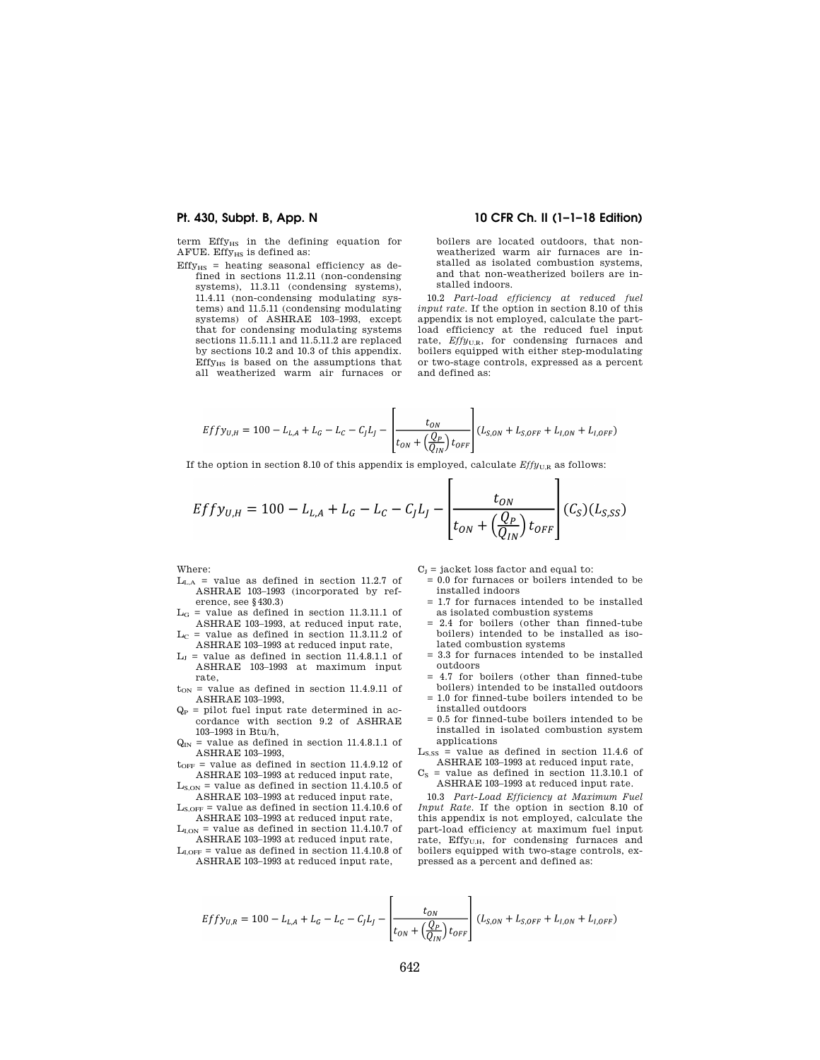term $Effy_{HS}$ in the defining equation for AFUE. $Effy_{HS}$ is defined as:

$Effy_{HS}$ = heating seasonal efficiency as defined in sections 11.2.11 (non-condensing systems), 11.3.11 (condensing systems), 11.4.11 (non-condensing modulating systems) and 11.5.11 (condensing modulating systems) of ASHRAE 103–1993, except that for condensing modulating systems sections 11.5.11.1 and 11.5.11.2 are replaced by sections 10.2 and 10.3 of this appendix. $Effy_{HS}$ is based on the assumptions that all weatherized warm air furnaces or boilers are located outdoors, that non-weatherized warm air furnaces are installed as isolated combustion systems, and that non-weatherized boilers are installed indoors.

10.2 *Part-load efficiency at reduced fuel input rate.* If the option in section 8.10 of this appendix is not employed, calculate the part-load efficiency at the reduced fuel input rate, $Effy_{U,R}$, for condensing furnaces and boilers equipped with either step-modulating or two-stage controls, expressed as a percent and defined as:

$$Effy_{U,H} = 100 - L_{L,A} + L_G - L_C - C_J L_J - \left[\frac{t_{ON}}{t_{ON} + \left(\frac{Q_P}{Q_{IN}}\right) t_{OFF}}\right] (L_{S,ON} + L_{S,OFF} + L_{I,ON} + L_{I,OFF})$$

If the option in section 8.10 of this appendix is employed, calculate $Effy_{U,R}$ as follows:

$$Effy_{U,H} = 100 - L_{L,A} + L_G - L_C - C_J L_J - \left[\frac{t_{ON}}{t_{ON} + \left(\frac{Q_P}{Q_{IN}}\right) t_{OFF}}\right] (C_S)(L_{S,SS})$$

Where:

$L_{L,A}$ = value as defined in section 11.2.7 of ASHRAE 103–1993 (incorporated by reference, see §430.3)

$L_G$ = value as defined in section 11.3.11.1 of ASHRAE 103–1993, at reduced input rate,

$L_C$ = value as defined in section 11.3.11.2 of ASHRAE 103–1993 at reduced input rate,

$L_J$ = value as defined in section 11.4.8.1.1 of ASHRAE 103–1993 at maximum input rate,

$t_{ON}$ = value as defined in section 11.4.9.11 of ASHRAE 103–1993,

$Q_P$ = pilot fuel input rate determined in accordance with section 9.2 of ASHRAE 103–1993 in Btu/h,

$Q_{IN}$ = value as defined in section 11.4.8.1.1 of ASHRAE 103–1993,

$t_{OFF}$ = value as defined in section 11.4.9.12 of ASHRAE 103–1993 at reduced input rate,

$L_{S,ON}$ = value as defined in section 11.4.10.5 of ASHRAE 103–1993 at reduced input rate,

$L_{S,OFF}$ = value as defined in section 11.4.10.6 of ASHRAE 103–1993 at reduced input rate,

$L_{I,ON}$ = value as defined in section 11.4.10.7 of ASHRAE 103–1993 at reduced input rate,

$L_{I,OFF}$ = value as defined in section 11.4.10.8 of ASHRAE 103–1993 at reduced input rate,

$C_J$ = jacket loss factor and equal to:

- = 0.0 for furnaces or boilers intended to be installed indoors
- = 1.7 for furnaces intended to be installed as isolated combustion systems
- = 2.4 for boilers (other than finned-tube boilers) intended to be installed as isolated combustion systems
- = 3.3 for furnaces intended to be installed outdoors
- = 4.7 for boilers (other than finned-tube boilers) intended to be installed outdoors
- = 1.0 for finned-tube boilers intended to be installed outdoors
- = 0.5 for finned-tube boilers intended to be installed in isolated combustion system applications

$L_{S,SS}$ = value as defined in section 11.4.6 of ASHRAE 103–1993 at reduced input rate,

$C_S$ = value as defined in section 11.3.10.1 of ASHRAE 103–1993 at reduced input rate.

10.3 *Part-Load Efficiency at Maximum Fuel Input Rate.* If the option in section 8.10 of this appendix is not employed, calculate the part-load efficiency at maximum fuel input rate, $Effy_{U,H}$, for condensing furnaces and boilers equipped with two-stage controls, expressed as a percent and defined as:

$$Effy_{U,R} = 100 - L_{L,A} + L_G - L_C - C_J L_J - \left[\frac{t_{ON}}{t_{ON} + \left(\frac{Q_P}{Q_{IN}}\right) t_{OFF}}\right] (L_{S,ON} + L_{S,OFF} + L_{I,ON} + L_{I,OFF})$$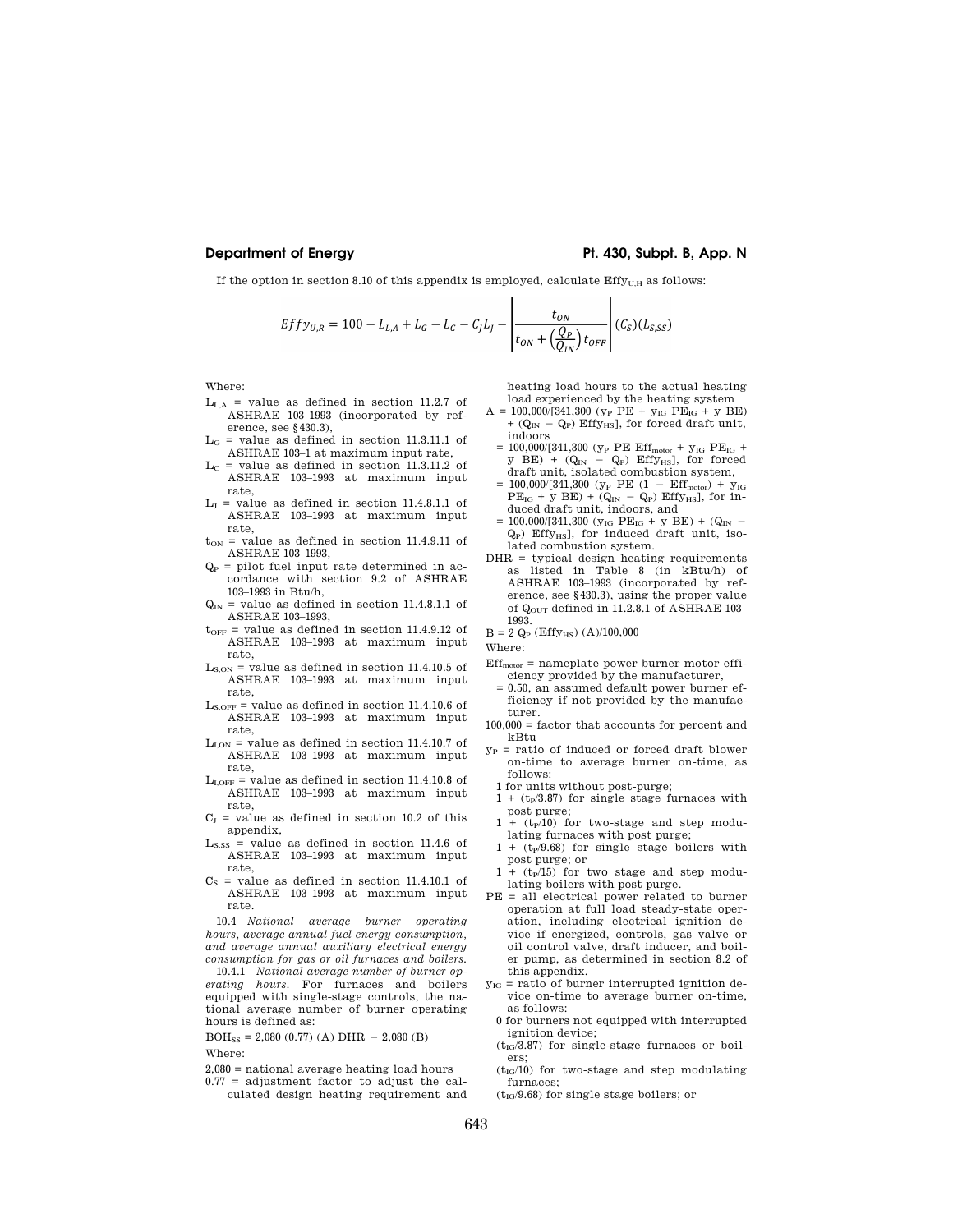If the option in section 8.10 of this appendix is employed, calculate $Effy_{U,H}$ as follows:

$$Effy_{U,R} = 100 - L_{L,A} + L_G - L_C - C_J L_J - \left[\frac{t_{ON}}{t_{ON} + \left(\frac{Q_P}{Q_{IN}}\right) t_{OFF}}\right] (C_S)(L_{S,SS})$$

Where:

$L_{L,A}$ = value as defined in section 11.2.7 of ASHRAE 103–1993 (incorporated by reference, see §430.3),

$L_G$ = value as defined in section 11.3.11.1 of ASHRAE 103–1 at maximum input rate,

$L_C$ = value as defined in section 11.3.11.2 of ASHRAE 103–1993 at maximum input rate,

$L_J$ = value as defined in section 11.4.8.1.1 of ASHRAE 103–1993 at maximum input rate,

$t_{ON}$ = value as defined in section 11.4.9.11 of ASHRAE 103–1993,

$Q_P$ = pilot fuel input rate determined in accordance with section 9.2 of ASHRAE 103–1993 in Btu/h,

$Q_{IN}$ = value as defined in section 11.4.8.1.1 of ASHRAE 103–1993,

$t_{OFF}$ = value as defined in section 11.4.9.12 of ASHRAE 103–1993 at maximum input rate,

$L_{S,ON}$ = value as defined in section 11.4.10.5 of ASHRAE 103–1993 at maximum input rate,

$L_{S,OFF}$ = value as defined in section 11.4.10.6 of ASHRAE 103–1993 at maximum input rate,

$L_{I,ON}$ = value as defined in section 11.4.10.7 of ASHRAE 103–1993 at maximum input rate,

$L_{I,OFF}$ = value as defined in section 11.4.10.8 of ASHRAE 103–1993 at maximum input rate,

$C_J$ = value as defined in section 10.2 of this appendix,

$L_{S,SS}$ = value as defined in section 11.4.6 of ASHRAE 103–1993 at maximum input rate,

$C_S$ = value as defined in section 11.4.10.1 of ASHRAE 103–1993 at maximum input rate.

10.4 *National average burner operating hours, average annual fuel energy consumption, and average annual auxiliary electrical energy consumption for gas or oil furnaces and boilers.*

10.4.1 *National average number of burner operating hours.* For furnaces and boilers equipped with single-stage controls, the national average number of burner operating hours is defined as:

$BOH_{SS}$ = 2,080 (0.77) (A) DHR − 2,080 (B)

Where:

2,080 = national average heating load hours

0.77 = adjustment factor to adjust the calculated design heating requirement and heating load hours to the actual heating load experienced by the heating system

A = 100,000/[341,300 ($y_P$ PE + $y_{IG}$ $PE_{IG}$ + y BE) + ($Q_{IN}$ − $Q_P$) $Effy_{HS}$], for forced draft unit, indoors

= 100,000/[341,300 ($y_P$ PE $Eff_{motor}$ + $y_{IG}$ $PE_{IG}$ + y BE) + ($Q_{IN}$ − $Q_P$) $Effy_{HS}$], for forced draft unit, isolated combustion system,

= 100,000/[341,300 ($y_P$ PE (1 − $Eff_{motor}$) + $y_{IG}$ $PE_{IG}$ + y BE) + ($Q_{IN}$ − $Q_P$) $Effy_{HS}$], for induced draft unit, indoors, and

= 100,000/[341,300 ($y_{IG}$ $PE_{IG}$ + y BE) + ($Q_{IN}$ − $Q_P$) $Effy_{HS}$], for induced draft unit, isolated combustion system.

DHR = typical design heating requirements as listed in Table 8 (in kBtu/h) of ASHRAE 103–1993 (incorporated by reference, see §430.3), using the proper value of $Q_{OUT}$ defined in 11.2.8.1 of ASHRAE 103–1993.

B = 2 $Q_P$ ($Effy_{HS}$) (A)/100,000

Where:

$Eff_{motor}$ = nameplate power burner motor efficiency provided by the manufacturer,

= 0.50, an assumed default power burner efficiency if not provided by the manufacturer.

100,000 = factor that accounts for percent and kBtu

$y_P$ = ratio of induced or forced draft blower on-time to average burner on-time, as follows:

- 1 for units without post-purge;
- 1 + ($t_P$/3.87) for single stage furnaces with post purge;
- 1 + ($t_P$/10) for two-stage and step modulating furnaces with post purge;
- 1 + ($t_P$/9.68) for single stage boilers with post purge; or
- 1 + ($t_P$/15) for two stage and step modulating boilers with post purge.

PE = all electrical power related to burner operation at full load steady-state operation, including electrical ignition device if energized, controls, gas valve or oil control valve, draft inducer, and boiler pump, as determined in section 8.2 of this appendix.

$y_{IG}$ = ratio of burner interrupted ignition device on-time to average burner on-time, as follows:

- 0 for burners not equipped with interrupted ignition device;
- ($t_{IG}$/3.87) for single-stage furnaces or boilers;
- ($t_{IG}$/10) for two-stage and step modulating furnaces;
- ($t_{IG}$/9.68) for single stage boilers; or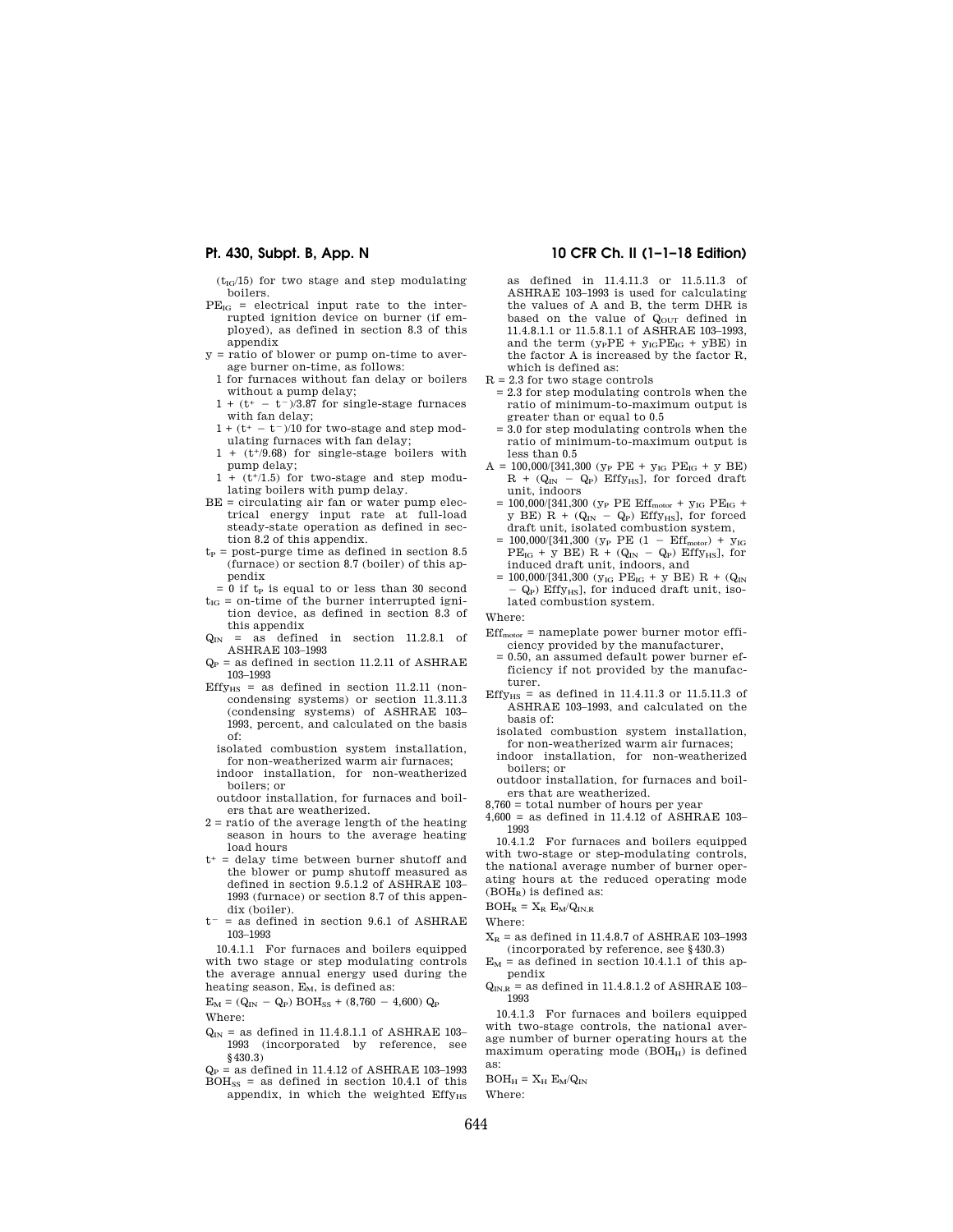($t_{IG}$/15) for two stage and step modulating boilers.

$PE_{IG}$ = electrical input rate to the interrupted ignition device on burner (if employed), as defined in section 8.3 of this appendix

y = ratio of blower or pump on-time to average burner on-time, as follows:

1 for furnaces without fan delay or boilers without a pump delay;

$1 + (t^+ - t^-)/3.87$ for single-stage furnaces with fan delay;

$1 + (t^+ - t^-)/10$ for two-stage and step modulating furnaces with fan delay;

$1 + (t^+/9.68)$ for single-stage boilers with pump delay;

$1 + (t^+/1.5)$ for two-stage and step modulating boilers with pump delay.

BE = circulating air fan or water pump electrical energy input rate at full-load steady-state operation as defined in section 8.2 of this appendix.

$t_P$ = post-purge time as defined in section 8.5 (furnace) or section 8.7 (boiler) of this appendix

= 0 if $t_P$ is equal to or less than 30 second

$t_{IG}$ = on-time of the burner interrupted ignition device, as defined in section 8.3 of this appendix

$Q_{IN}$ = as defined in section 11.2.8.1 of ASHRAE 103–1993

$Q_P$ = as defined in section 11.2.11 of ASHRAE 103–1993

$Effy_{HS}$ = as defined in section 11.2.11 (non-condensing systems) or section 11.3.11.3 (condensing systems) of ASHRAE 103–1993, percent, and calculated on the basis of:

isolated combustion system installation, for non-weatherized warm air furnaces;

indoor installation, for non-weatherized boilers; or

outdoor installation, for furnaces and boilers that are weatherized.

2 = ratio of the average length of the heating season in hours to the average heating load hours

$t^+$ = delay time between burner shutoff and the blower or pump shutoff measured as defined in section 9.5.1.2 of ASHRAE 103–1993 (furnace) or section 8.7 of this appendix (boiler).

$t^-$ = as defined in section 9.6.1 of ASHRAE 103–1993

10.4.1.1 For furnaces and boilers equipped with two stage or step modulating controls the average annual energy used during the heating season, $E_M$, is defined as:

$$E_M = (Q_{IN} - Q_P)\, BOH_{SS} + (8{,}760 - 4{,}600)\, Q_P$$

Where:

$Q_{IN}$ = as defined in 11.4.8.1.1 of ASHRAE 103–1993 (incorporated by reference, see §430.3)

$Q_P$ = as defined in 11.4.12 of ASHRAE 103–1993

$BOH_{SS}$ = as defined in section 10.4.1 of this appendix, in which the weighted $Effy_{HS}$ as defined in 11.4.11.3 or 11.5.11.3 of ASHRAE 103–1993 is used for calculating the values of A and B, the term DHR is based on the value of $Q_{OUT}$ defined in 11.4.8.1.1 or 11.5.8.1.1 of ASHRAE 103–1993, and the term $(y_P PE + y_{IG} PE_{IG} + yBE)$ in the factor A is increased by the factor R, which is defined as:

R = 2.3 for two stage controls

= 2.3 for step modulating controls when the ratio of minimum-to-maximum output is greater than or equal to 0.5

= 3.0 for step modulating controls when the ratio of minimum-to-maximum output is less than 0.5

$A = 100{,}000/[341{,}300\ (y_P\ PE + y_{IG}\ PE_{IG} + y\ BE)\ R + (Q_{IN} - Q_P)\ Effy_{HS}]$, for forced draft unit, indoors

$= 100{,}000/[341{,}300\ (y_P\ PE\ Eff_{motor} + y_{IG}\ PE_{IG} + y\ BE)\ R + (Q_{IN} - Q_P)\ Effy_{HS}]$, for forced draft unit, isolated combustion system,

$= 100{,}000/[341{,}300\ (y_P\ PE\ (1 - Eff_{motor}) + y_{IG}\ PE_{IG} + y\ BE)\ R + (Q_{IN} - Q_P)\ Effy_{HS}]$, for induced draft unit, indoors, and

$= 100{,}000/[341{,}300\ (y_{IG}\ PE_{IG} + y\ BE)\ R + (Q_{IN} - Q_P)\ Effy_{HS}]$, for induced draft unit, isolated combustion system.

Where:

$Eff_{motor}$ = nameplate power burner motor efficiency provided by the manufacturer,

= 0.50, an assumed default power burner efficiency if not provided by the manufacturer.

$Effy_{HS}$ = as defined in 11.4.11.3 or 11.5.11.3 of ASHRAE 103–1993, and calculated on the basis of:

isolated combustion system installation, for non-weatherized warm air furnaces;

indoor installation, for non-weatherized boilers; or

outdoor installation, for furnaces and boilers that are weatherized.

8,760 = total number of hours per year

4,600 = as defined in 11.4.12 of ASHRAE 103–1993

10.4.1.2 For furnaces and boilers equipped with two-stage or step-modulating controls, the national average number of burner operating hours at the reduced operating mode ($BOH_R$) is defined as:

$$BOH_R = X_R\ E_M/Q_{IN,R}$$

Where:

$X_R$ = as defined in 11.4.8.7 of ASHRAE 103–1993 (incorporated by reference, see §430.3)

$E_M$ = as defined in section 10.4.1.1 of this appendix

$Q_{IN,R}$ = as defined in 11.4.8.1.2 of ASHRAE 103–1993

10.4.1.3 For furnaces and boilers equipped with two-stage controls, the national average number of burner operating hours at the maximum operating mode ($BOH_H$) is defined as:

$$BOH_H = X_H\ E_M/Q_{IN}$$

Where: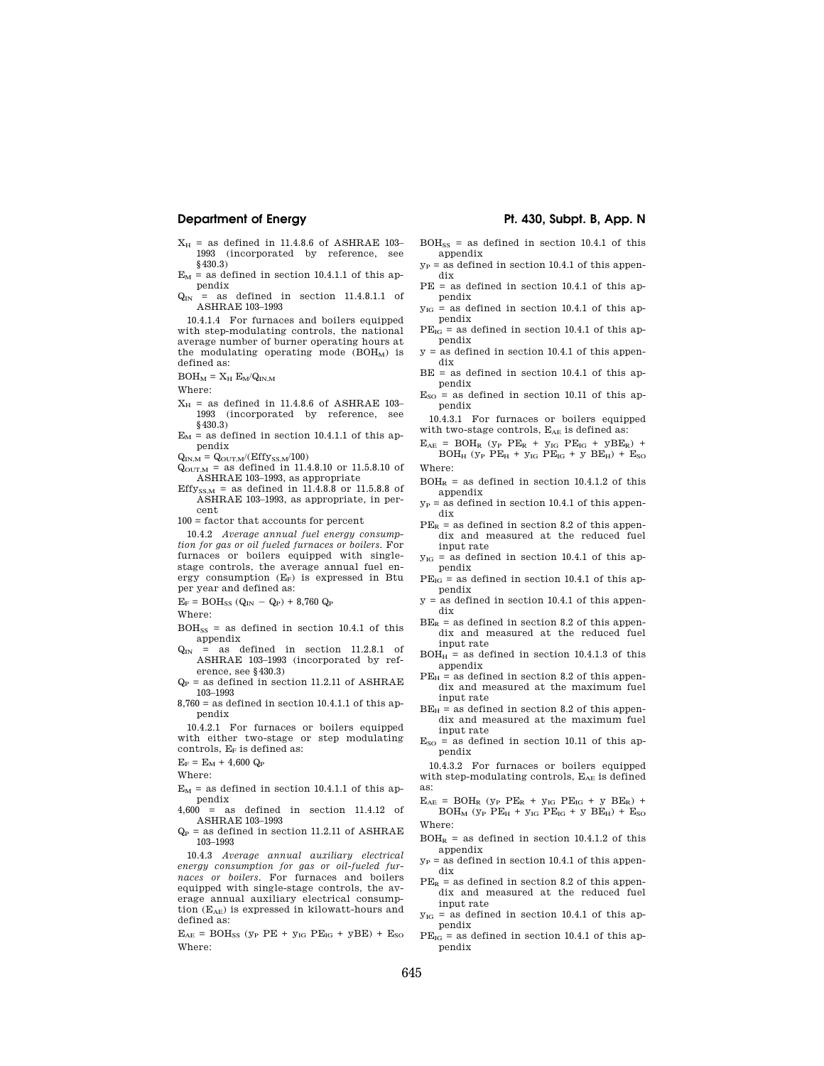$X_H$ = as defined in 11.4.8.6 of ASHRAE 103–1993 (incorporated by reference, see §430.3)

$E_M$ = as defined in section 10.4.1.1 of this appendix

$Q_{IN}$ = as defined in section 11.4.8.1.1 of ASHRAE 103–1993

10.4.1.4 For furnaces and boilers equipped with step-modulating controls, the national average number of burner operating hours at the modulating operating mode ($BOH_M$) is defined as:

$$BOH_M = X_H\ E_M/Q_{IN,M}$$

Where:

$X_H$ = as defined in 11.4.8.6 of ASHRAE 103–1993 (incorporated by reference, see §430.3)

$E_M$ = as defined in section 10.4.1.1 of this appendix

$Q_{IN,M} = Q_{OUT,M}/(Effy_{SS,M}/100)$

$Q_{OUT,M}$ = as defined in 11.4.8.10 or 11.5.8.10 of ASHRAE 103–1993, as appropriate

$Effy_{SS,M}$ = as defined in 11.4.8.8 or 11.5.8.8 of ASHRAE 103–1993, as appropriate, in percent

100 = factor that accounts for percent

10.4.2 *Average annual fuel energy consumption for gas or oil fueled furnaces or boilers.* For furnaces or boilers equipped with single-stage controls, the average annual fuel energy consumption ($E_F$) is expressed in Btu per year and defined as:

$$E_F = BOH_{SS}\ (Q_{IN} - Q_P) + 8{,}760\ Q_P$$

Where:

$BOH_{SS}$ = as defined in section 10.4.1 of this appendix

$Q_{IN}$ = as defined in section 11.2.8.1 of ASHRAE 103–1993 (incorporated by reference, see §430.3)

$Q_P$ = as defined in section 11.2.11 of ASHRAE 103–1993

8,760 = as defined in section 10.4.1.1 of this appendix

10.4.2.1 For furnaces or boilers equipped with either two-stage or step modulating controls, $E_F$ is defined as:

$$E_F = E_M + 4{,}600\ Q_P$$

Where:

$E_M$ = as defined in section 10.4.1.1 of this appendix

4,600 = as defined in section 11.4.12 of ASHRAE 103–1993

$Q_P$ = as defined in section 11.2.11 of ASHRAE 103–1993

10.4.3 *Average annual auxiliary electrical energy consumption for gas or oil-fueled furnaces or boilers.* For furnaces and boilers equipped with single-stage controls, the average annual auxiliary electrical consumption ($E_{AE}$) is expressed in kilowatt-hours and defined as:

$$E_{AE} = BOH_{SS}\ (y_P\ PE + y_{IG}\ PE_{IG} + yBE) + E_{SO}$$

Where:

$BOH_{SS}$ = as defined in section 10.4.1 of this appendix

$y_P$ = as defined in section 10.4.1 of this appendix

PE = as defined in section 10.4.1 of this appendix

$y_{IG}$ = as defined in section 10.4.1 of this appendix

$PE_{IG}$ = as defined in section 10.4.1 of this appendix

y = as defined in section 10.4.1 of this appendix

BE = as defined in section 10.4.1 of this appendix

$E_{SO}$ = as defined in section 10.11 of this appendix

10.4.3.1 For furnaces or boilers equipped with two-stage controls, $E_{AE}$ is defined as:

$$E_{AE} = BOH_R\ (y_P\ PE_R + y_{IG}\ PE_{IG} + yBE_R) + BOH_H\ (y_P\ PE_H + y_{IG}\ PE_{IG} + y\ BE_H) + E_{SO}$$

Where:

$BOH_R$ = as defined in section 10.4.1.2 of this appendix

$y_P$ = as defined in section 10.4.1 of this appendix

$PE_R$ = as defined in section 8.2 of this appendix and measured at the reduced fuel input rate

$y_{IG}$ = as defined in section 10.4.1 of this appendix

$PE_{IG}$ = as defined in section 10.4.1 of this appendix

y = as defined in section 10.4.1 of this appendix

$BE_R$ = as defined in section 8.2 of this appendix and measured at the reduced fuel input rate

$BOH_H$ = as defined in section 10.4.1.3 of this appendix

$PE_H$ = as defined in section 8.2 of this appendix and measured at the maximum fuel input rate

$BE_H$ = as defined in section 8.2 of this appendix and measured at the maximum fuel input rate

$E_{SO}$ = as defined in section 10.11 of this appendix

10.4.3.2 For furnaces or boilers equipped with step-modulating controls, $E_{AE}$ is defined as:

$$E_{AE} = BOH_R\ (y_P\ PE_R + y_{IG}\ PE_{IG} + y\ BE_R) + BOH_M\ (y_P\ PE_H + y_{IG}\ PE_{IG} + y\ BE_H) + E_{SO}$$

Where:

$BOH_R$ = as defined in section 10.4.1.2 of this appendix

$y_P$ = as defined in section 10.4.1 of this appendix

$PE_R$ = as defined in section 8.2 of this appendix and measured at the reduced fuel input rate

$y_{IG}$ = as defined in section 10.4.1 of this appendix

$PE_{IG}$ = as defined in section 10.4.1 of this appendix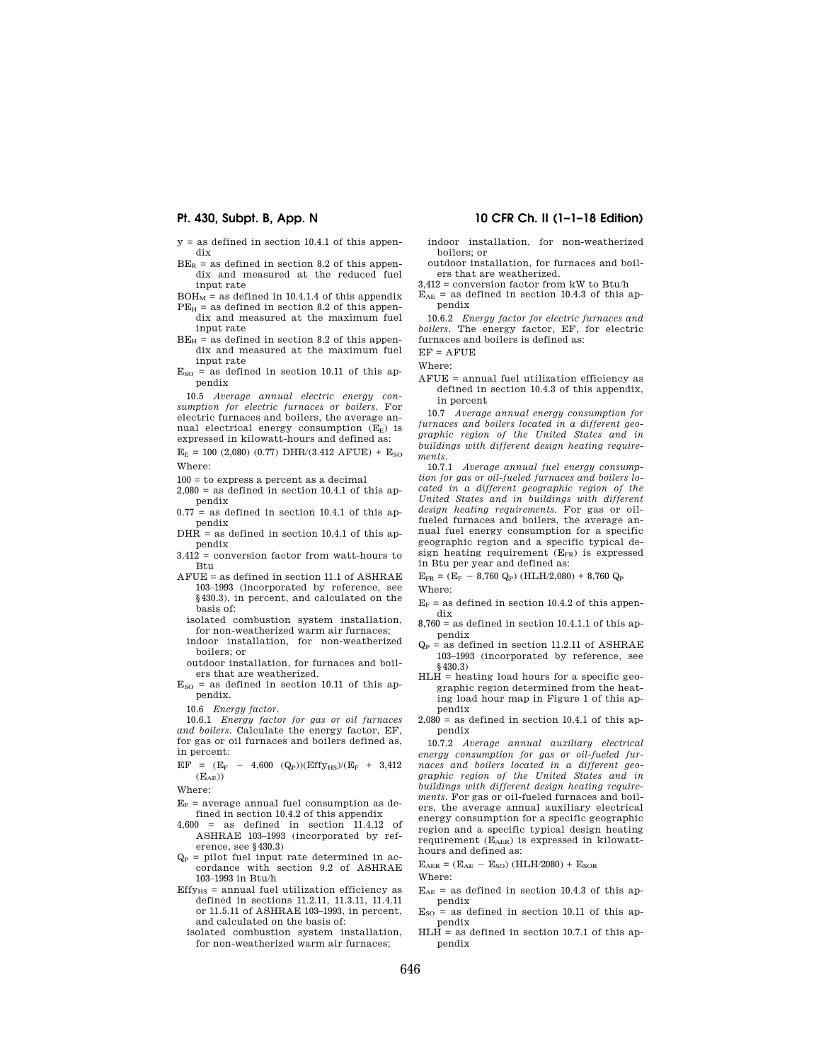y = as defined in section 10.4.1 of this appendix

$BE_R$ = as defined in section 8.2 of this appendix and measured at the reduced fuel input rate

$BOH_M$ = as defined in 10.4.1.4 of this appendix

$PE_H$ = as defined in section 8.2 of this appendix and measured at the maximum fuel input rate

$BE_H$ = as defined in section 8.2 of this appendix and measured at the maximum fuel input rate

$E_{SO}$ = as defined in section 10.11 of this appendix

10.5 *Average annual electric energy consumption for electric furnaces or boilers.* For electric furnaces and boilers, the average annual electrical energy consumption ($E_E$) is expressed in kilowatt-hours and defined as:

$$E_E = 100\ (2{,}080)\ (0.77)\ DHR/(3.412\ AFUE) + E_{SO}$$

Where:

100 = to express a percent as a decimal

2,080 = as defined in section 10.4.1 of this appendix

0.77 = as defined in section 10.4.1 of this appendix

DHR = as defined in section 10.4.1 of this appendix

3.412 = conversion factor from watt-hours to Btu

AFUE = as defined in section 11.1 of ASHRAE 103–1993 (incorporated by reference, see §430.3), in percent, and calculated on the basis of:

- isolated combustion system installation, for non-weatherized warm air furnaces;
- indoor installation, for non-weatherized boilers; or
- outdoor installation, for furnaces and boilers that are weatherized.

$E_{SO}$ = as defined in section 10.11 of this appendix.

10.6 *Energy factor.*

10.6.1 *Energy factor for gas or oil furnaces and boilers.* Calculate the energy factor, EF, for gas or oil furnaces and boilers defined as, in percent:

$$EF = (E_F - 4{,}600\ (Q_P))(Effy_{HS})/(E_F + 3{,}412\ (E_{AE}))$$

Where:

$E_F$ = average annual fuel consumption as defined in section 10.4.2 of this appendix

4,600 = as defined in section 11.4.12 of ASHRAE 103–1993 (incorporated by reference, see §430.3)

$Q_P$ = pilot fuel input rate determined in accordance with section 9.2 of ASHRAE 103–1993 in Btu/h

$Effy_{HS}$ = annual fuel utilization efficiency as defined in sections 11.2.11, 11.3.11, 11.4.11 or 11.5.11 of ASHRAE 103–1993, in percent, and calculated on the basis of:

- isolated combustion system installation, for non-weatherized warm air furnaces;
- indoor installation, for non-weatherized boilers; or
- outdoor installation, for furnaces and boilers that are weatherized.

3,412 = conversion factor from kW to Btu/h

$E_{AE}$ = as defined in section 10.4.3 of this appendix

10.6.2 *Energy factor for electric furnaces and boilers.* The energy factor, EF, for electric furnaces and boilers is defined as:

$$EF = AFUE$$

Where:

AFUE = annual fuel utilization efficiency as defined in section 10.4.3 of this appendix, in percent

10.7 *Average annual energy consumption for furnaces and boilers located in a different geographic region of the United States and in buildings with different design heating requirements.*

10.7.1 *Average annual fuel energy consumption for gas or oil-fueled furnaces and boilers located in a different geographic region of the United States and in buildings with different design heating requirements.* For gas or oil-fueled furnaces and boilers, the average annual fuel energy consumption for a specific geographic region and a specific typical design heating requirement ($E_{FR}$) is expressed in Btu per year and defined as:

$$E_{FR} = (E_F - 8{,}760\ Q_P)\ (HLH/2{,}080) + 8{,}760\ Q_P$$

Where:

$E_F$ = as defined in section 10.4.2 of this appendix

8,760 = as defined in section 10.4.1.1 of this appendix

$Q_P$ = as defined in section 11.2.11 of ASHRAE 103–1993 (incorporated by reference, see §430.3)

HLH = heating load hours for a specific geographic region determined from the heating load hour map in Figure 1 of this appendix

2,080 = as defined in section 10.4.1 of this appendix

10.7.2 *Average annual auxiliary electrical energy consumption for gas or oil-fueled furnaces and boilers located in a different geographic region of the United States and in buildings with different design heating requirements.* For gas or oil-fueled furnaces and boilers, the average annual auxiliary electrical energy consumption for a specific geographic region and a specific typical design heating requirement ($E_{AER}$) is expressed in kilowatt-hours and defined as:

$$E_{AER} = (E_{AE} - E_{SO})\ (HLH/2080) + E_{SOR}$$

Where:

$E_{AE}$ = as defined in section 10.4.3 of this appendix

$E_{SO}$ = as defined in section 10.11 of this appendix

HLH = as defined in section 10.7.1 of this appendix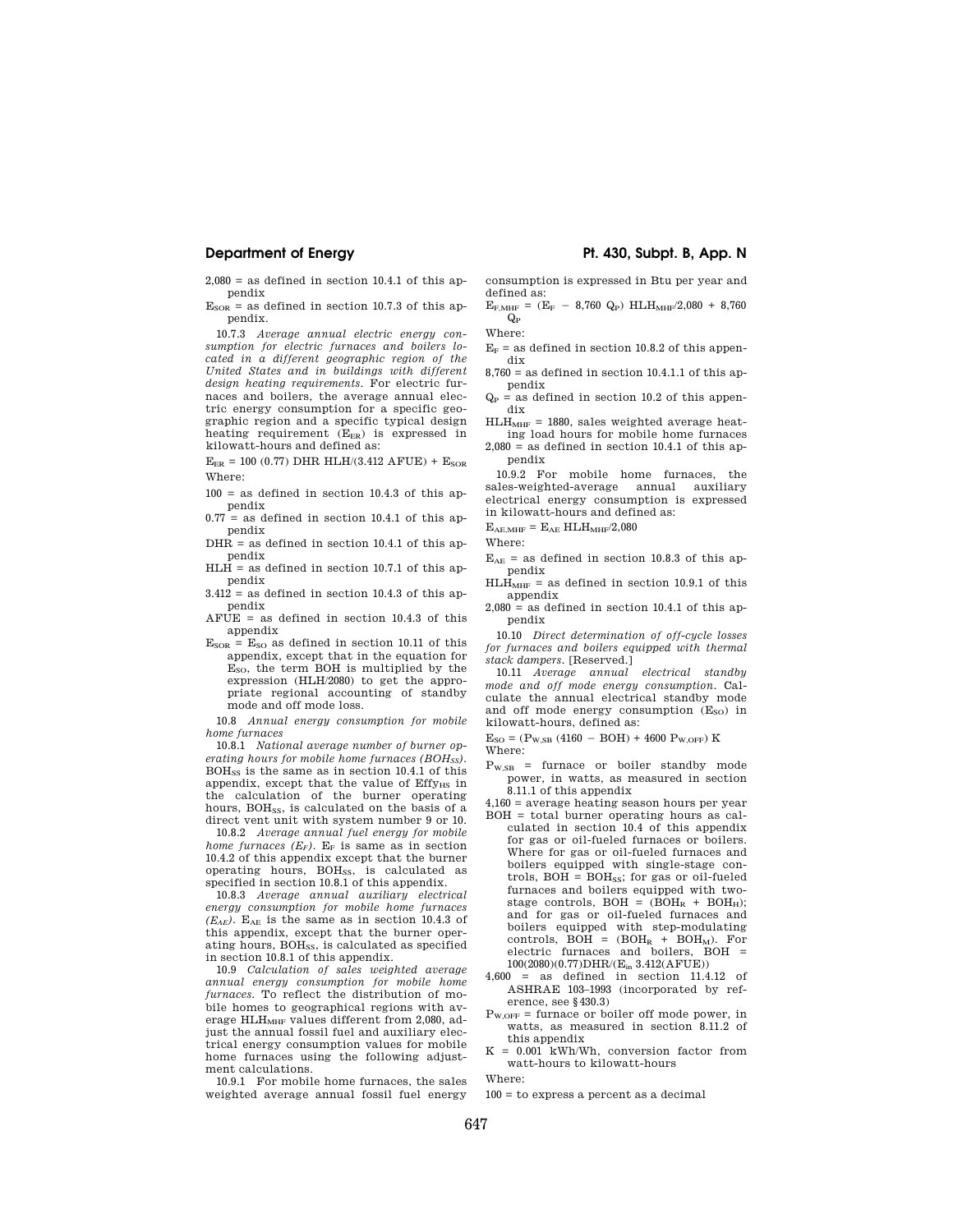2,080 = as defined in section 10.4.1 of this appendix.

$E_{SOR}$ = as defined in section 10.7.3 of this appendix.

10.7.3 *Average annual electric energy consumption for electric furnaces and boilers located in a different geographic region of the United States and in buildings with different design heating requirements.* For electric furnaces and boilers, the average annual electric energy consumption for a specific geographic region and a specific typical design heating requirement ($E_{ER}$) is expressed in kilowatt-hours and defined as:

$$E_{ER} = 100\ (0.77)\ DHR\ HLH/(3.412\ AFUE) + E_{SOR}$$

Where:

100 = as defined in section 10.4.3 of this appendix

0.77 = as defined in section 10.4.1 of this appendix

DHR = as defined in section 10.4.1 of this appendix

HLH = as defined in section 10.7.1 of this appendix

3.412 = as defined in section 10.4.3 of this appendix

AFUE = as defined in section 10.4.3 of this appendix

$E_{SOR}$ = $E_{SO}$ as defined in section 10.11 of this appendix, except that in the equation for $E_{SO}$, the term BOH is multiplied by the expression (HLH/2080) to get the appropriate regional accounting of standby mode and off mode loss.

10.8 *Annual energy consumption for mobile home furnaces*

10.8.1 *National average number of burner operating hours for mobile home furnaces ($BOH_{SS}$).* $BOH_{SS}$ is the same as in section 10.4.1 of this appendix, except that the value of $Effy_{HS}$ in the calculation of the burner operating hours, $BOH_{SS}$, is calculated on the basis of a direct vent unit with system number 9 or 10.

10.8.2 *Average annual fuel energy for mobile home furnaces ($E_F$).* $E_F$ is same as in section 10.4.2 of this appendix except that the burner operating hours, $BOH_{SS}$, is calculated as specified in section 10.8.1 of this appendix.

10.8.3 *Average annual auxiliary electrical energy consumption for mobile home furnaces ($E_{AE}$).* $E_{AE}$ is the same as in section 10.4.3 of this appendix, except that the burner operating hours, $BOH_{SS}$, is calculated as specified in section 10.8.1 of this appendix.

10.9 *Calculation of sales weighted average annual energy consumption for mobile home furnaces.* To reflect the distribution of mobile homes to geographical regions with average $HLH_{MHF}$ values different from 2,080, adjust the annual fossil fuel and auxiliary electrical energy consumption values for mobile home furnaces using the following adjustment calculations.

10.9.1 For mobile home furnaces, the sales weighted average annual fossil fuel energy consumption is expressed in Btu per year and defined as:

$$E_{F,MHF} = (E_F - 8{,}760\ Q_P)\ HLH_{MHF}/2{,}080 + 8{,}760\ Q_P$$

Where:

$E_F$ = as defined in section 10.8.2 of this appendix

8,760 = as defined in section 10.4.1.1 of this appendix

$Q_P$ = as defined in section 10.2 of this appendix

$HLH_{MHF}$ = 1880, sales weighted average heating load hours for mobile home furnaces

2,080 = as defined in section 10.4.1 of this appendix

10.9.2 For mobile home furnaces, the sales-weighted-average annual auxiliary electrical energy consumption is expressed in kilowatt-hours and defined as:

$$E_{AE,MHF} = E_{AE}\ HLH_{MHF}/2{,}080$$

Where:

$E_{AE}$ = as defined in section 10.8.3 of this appendix

$HLH_{MHF}$ = as defined in section 10.9.1 of this appendix

2,080 = as defined in section 10.4.1 of this appendix

10.10 *Direct determination of off-cycle losses for furnaces and boilers equipped with thermal stack dampers.* [Reserved.]

10.11 *Average annual electrical standby mode and off mode energy consumption.* Calculate the annual electrical standby mode and off mode energy consumption ($E_{SO}$) in kilowatt-hours, defined as:

$$E_{SO} = (P_{W,SB}\ (4160 - BOH) + 4600\ P_{W,OFF})\ K$$

Where:

$P_{W,SB}$ = furnace or boiler standby mode power, in watts, as measured in section 8.11.1 of this appendix

4,160 = average heating season hours per year

BOH = total burner operating hours as calculated in section 10.4 of this appendix for gas or oil-fueled furnaces or boilers. Where for gas or oil-fueled furnaces and boilers equipped with single-stage controls, BOH = $BOH_{SS}$; for gas or oil-fueled furnaces and boilers equipped with two-stage controls, BOH = ($BOH_R$ + $BOH_H$); and for gas or oil-fueled furnaces and boilers equipped with step-modulating controls, BOH = ($BOH_R$ + $BOH_M$). For electric furnaces and boilers, BOH = $100(2080)(0.77)DHR/(E_{in}\ 3.412(AFUE))$

4,600 = as defined in section 11.4.12 of ASHRAE 103–1993 (incorporated by reference, see §430.3)

$P_{W,OFF}$ = furnace or boiler off mode power, in watts, as measured in section 8.11.2 of this appendix

K = 0.001 kWh/Wh, conversion factor from watt-hours to kilowatt-hours

Where:

100 = to express a percent as a decimal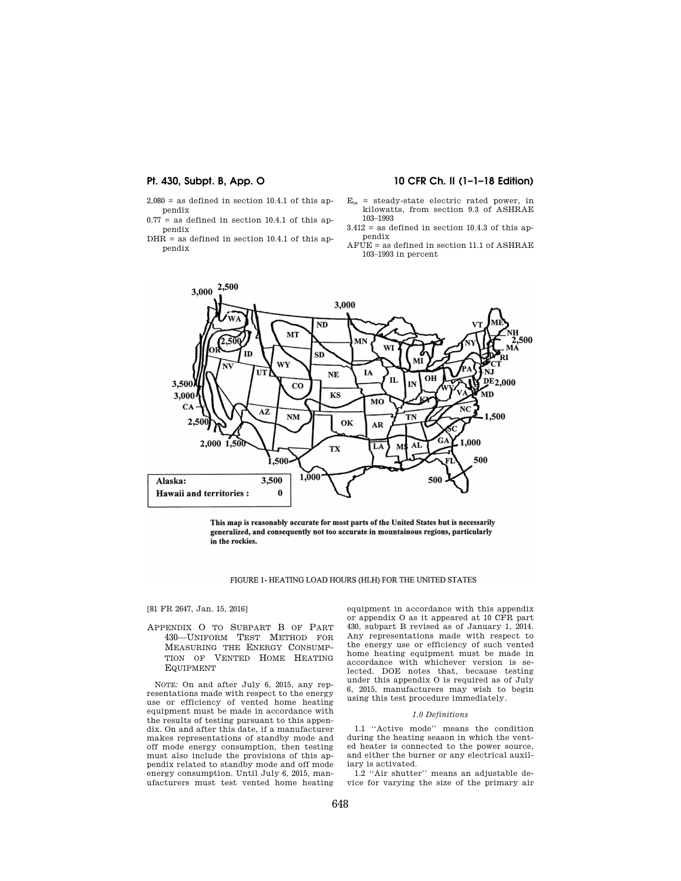2,080 = as defined in section 10.4.1 of this appendix

0.77 = as defined in section 10.4.1 of this appendix

DHR = as defined in section 10.4.1 of this appendix

$E_{in}$ = steady-state electric rated power, in kilowatts, from section 9.3 of ASHRAE 103–1993

3.412 = as defined in section 10.4.3 of this appendix

AFUE = as defined in section 11.1 of ASHRAE 103–1993 in percent

3,000
2,500
3,000
2,500
2,500
3,500
3,000
CA
2,500
2,000
1,500
1,500
1,000
2,000
1,500
1,000
500
500
WA
OR
ID
NV
MT
WY
UT
CO
AZ
NM
ND
SD
NE
KS
OK
TX
MN
IA
MO
AR
LA
WI
IL
MI
IN
OH
KY
TN
MS
AL
GA
FL
SC
NC
VA
WV
PA
NY
VT
ME
NH
MA
RI
CT
NJ
DE
MD

Alaska: 3,500
Hawaii and territories : 0

This map is reasonably accurate for most parts of the United States but is necessarily generalized, and consequently not too accurate in mountainous regions, particularly in the rockies.

FIGURE 1- HEATING LOAD HOURS (HLH) FOR THE UNITED STATES

[81 FR 2647, Jan. 15, 2016]

## APPENDIX O TO SUBPART B OF PART 430—UNIFORM TEST METHOD FOR MEASURING THE ENERGY CONSUMPTION OF VENTED HOME HEATING EQUIPMENT

NOTE: On and after July 6, 2015, any representations made with respect to the energy use or efficiency of vented home heating equipment must be made in accordance with the results of testing pursuant to this appendix. On and after this date, if a manufacturer makes representations of standby mode and off mode energy consumption, then testing must also include the provisions of this appendix related to standby mode and off mode energy consumption. Until July 6, 2015, manufacturers must test vented home heating equipment in accordance with this appendix or appendix O as it appeared at 10 CFR part 430, subpart B revised as of January 1, 2014. Any representations made with respect to the energy use or efficiency of such vented home heating equipment must be made in accordance with whichever version is selected. DOE notes that, because testing under this appendix O is required as of July 6, 2015, manufacturers may wish to begin using this test procedure immediately.

### *1.0 Definitions*

1.1 ''Active mode'' means the condition during the heating season in which the vented heater is connected to the power source, and either the burner or any electrical auxiliary is activated.

1.2 ''Air shutter'' means an adjustable device for varying the size of the primary air